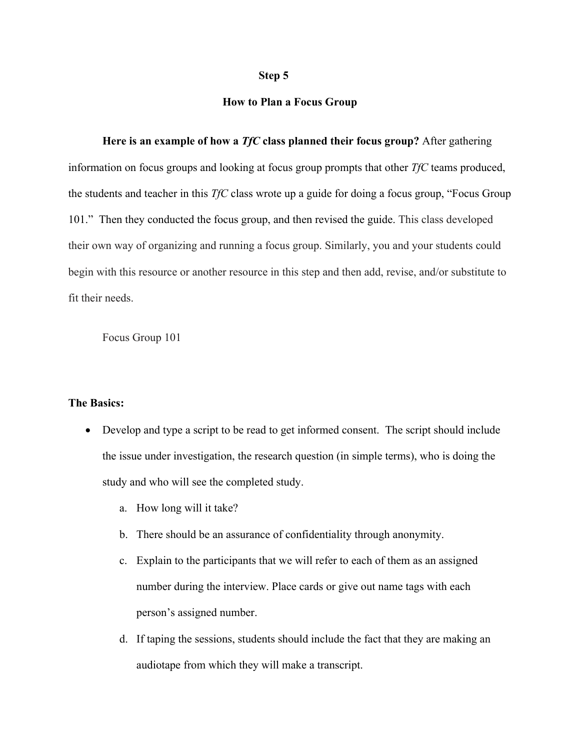**Step 5**

**How to Plan a Focus Group**

**Here is an example of how a *TfC* class planned their focus group?** After gathering information on focus groups and looking at focus group prompts that other *TfC* teams produced, the students and teacher in this *TfC* class wrote up a guide for doing a focus group, "Focus Group 101." Then they conducted the focus group, and then revised the guide. This class developed their own way of organizing and running a focus group. Similarly, you and your students could begin with this resource or another resource in this step and then add, revise, and/or substitute to fit their needs.

Focus Group 101

**The Basics:**

- Develop and type a script to be read to get informed consent. The script should include the issue under investigation, the research question (in simple terms), who is doing the study and who will see the completed study.
    a. How long will it take?
    b. There should be an assurance of confidentiality through anonymity.
    c. Explain to the participants that we will refer to each of them as an assigned number during the interview. Place cards or give out name tags with each person's assigned number.
    d. If taping the sessions, students should include the fact that they are making an audiotape from which they will make a transcript.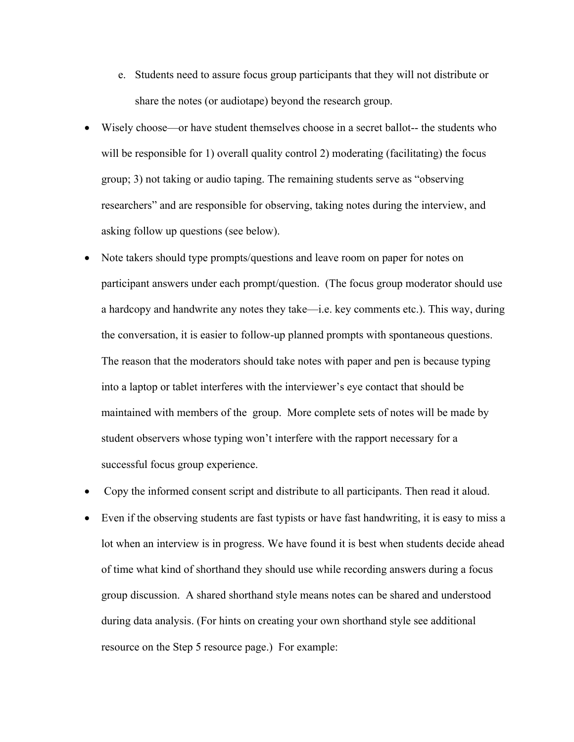e. Students need to assure focus group participants that they will not distribute or share the notes (or audiotape) beyond the research group.

- Wisely choose—or have student themselves choose in a secret ballot-- the students who will be responsible for 1) overall quality control 2) moderating (facilitating) the focus group; 3) not taking or audio taping. The remaining students serve as "observing researchers" and are responsible for observing, taking notes during the interview, and asking follow up questions (see below).
- Note takers should type prompts/questions and leave room on paper for notes on participant answers under each prompt/question. (The focus group moderator should use a hardcopy and handwrite any notes they take—i.e. key comments etc.). This way, during the conversation, it is easier to follow-up planned prompts with spontaneous questions. The reason that the moderators should take notes with paper and pen is because typing into a laptop or tablet interferes with the interviewer's eye contact that should be maintained with members of the group. More complete sets of notes will be made by student observers whose typing won't interfere with the rapport necessary for a successful focus group experience.
- Copy the informed consent script and distribute to all participants. Then read it aloud.
- Even if the observing students are fast typists or have fast handwriting, it is easy to miss a lot when an interview is in progress. We have found it is best when students decide ahead of time what kind of shorthand they should use while recording answers during a focus group discussion. A shared shorthand style means notes can be shared and understood during data analysis. (For hints on creating your own shorthand style see additional resource on the Step 5 resource page.) For example: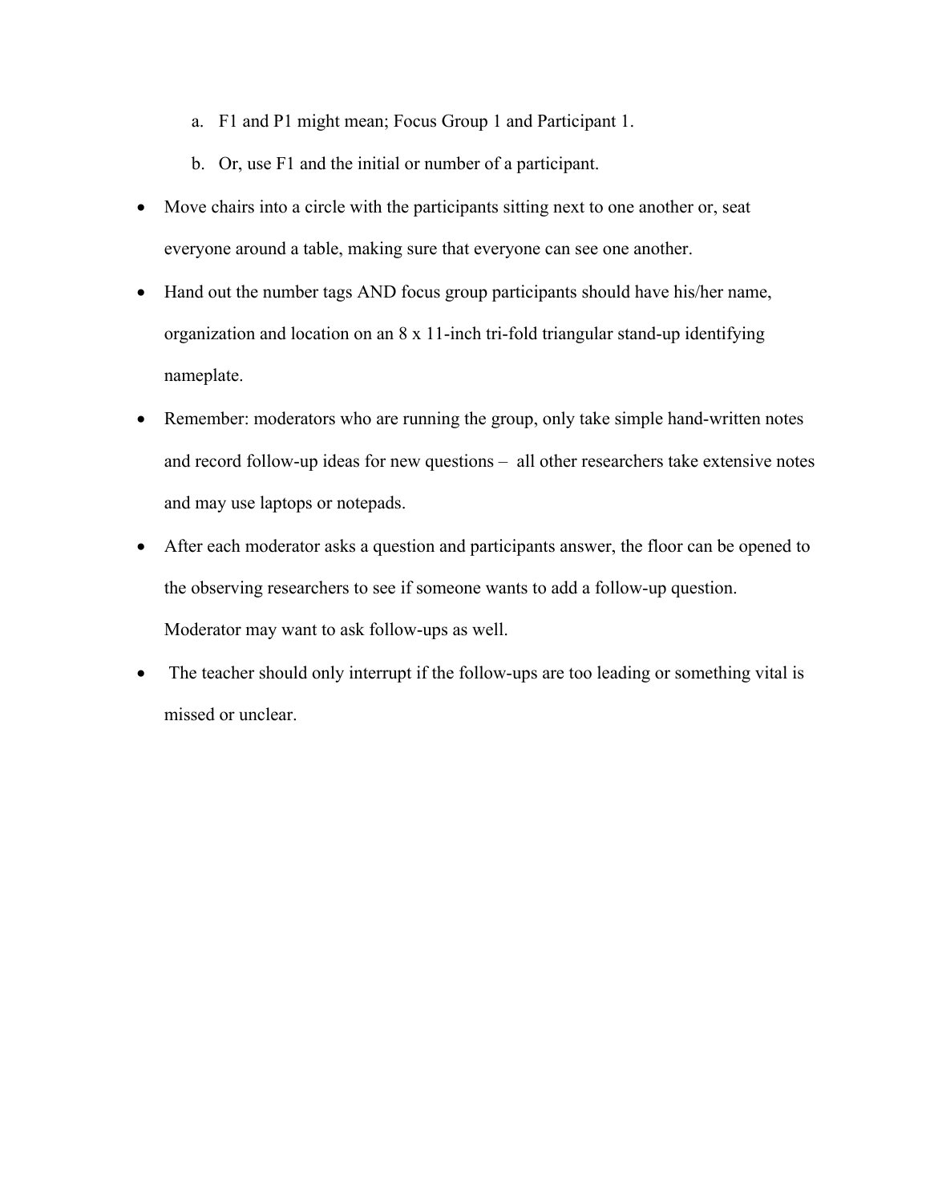a. F1 and P1 might mean; Focus Group 1 and Participant 1.
   b. Or, use F1 and the initial or number of a participant.

- Move chairs into a circle with the participants sitting next to one another or, seat everyone around a table, making sure that everyone can see one another.
- Hand out the number tags AND focus group participants should have his/her name, organization and location on an 8 x 11-inch tri-fold triangular stand-up identifying nameplate.
- Remember: moderators who are running the group, only take simple hand-written notes and record follow-up ideas for new questions – all other researchers take extensive notes and may use laptops or notepads.
- After each moderator asks a question and participants answer, the floor can be opened to the observing researchers to see if someone wants to add a follow-up question. Moderator may want to ask follow-ups as well.
- The teacher should only interrupt if the follow-ups are too leading or something vital is missed or unclear.